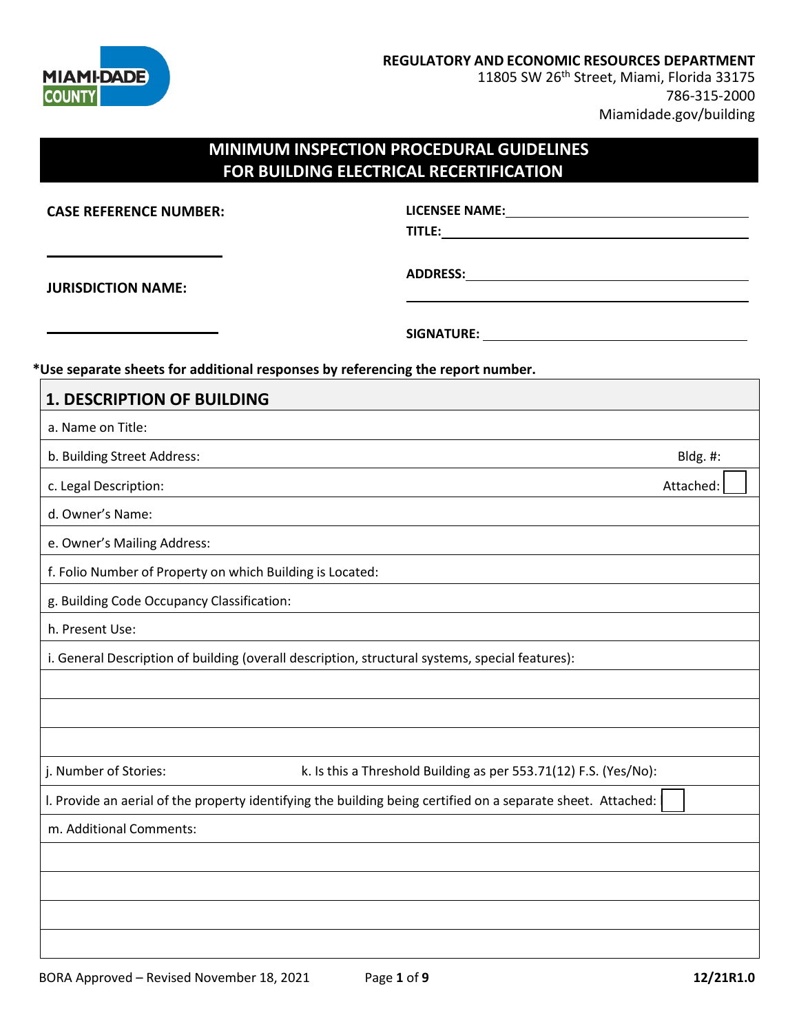**REGULATORY AND ECONOMIC RESOURCES DEPARTMENT**
11805 SW 26th Street, Miami, Florida 33175
786-315-2000
Miamidade.gov/building

# MINIMUM INSPECTION PROCEDURAL GUIDELINES FOR BUILDING ELECTRICAL RECERTIFICATION

**CASE REFERENCE NUMBER:** ____________________

**JURISDICTION NAME:** ____________________

**LICENSEE NAME:** ____________________

**TITLE:** ____________________

**ADDRESS:** ____________________

____________________

**SIGNATURE:** ____________________

**\*Use separate sheets for additional responses by referencing the report number.**

| **1. DESCRIPTION OF BUILDING** | |
|---|---|
| a. Name on Title: | |
| b. Building Street Address: | Bldg. #: |
| c. Legal Description: | Attached: ☐ |
| d. Owner's Name: | |
| e. Owner's Mailing Address: | |
| f. Folio Number of Property on which Building is Located: | |
| g. Building Code Occupancy Classification: | |
| h. Present Use: | |
| i. General Description of building (overall description, structural systems, special features): | |
| | |
| | |
| | |
| j. Number of Stories: | k. Is this a Threshold Building as per 553.71(12) F.S. (Yes/No): |
| l. Provide an aerial of the property identifying the building being certified on a separate sheet. Attached: ☐ | |
| m. Additional Comments: | |
| | |
| | |
| | |
| | |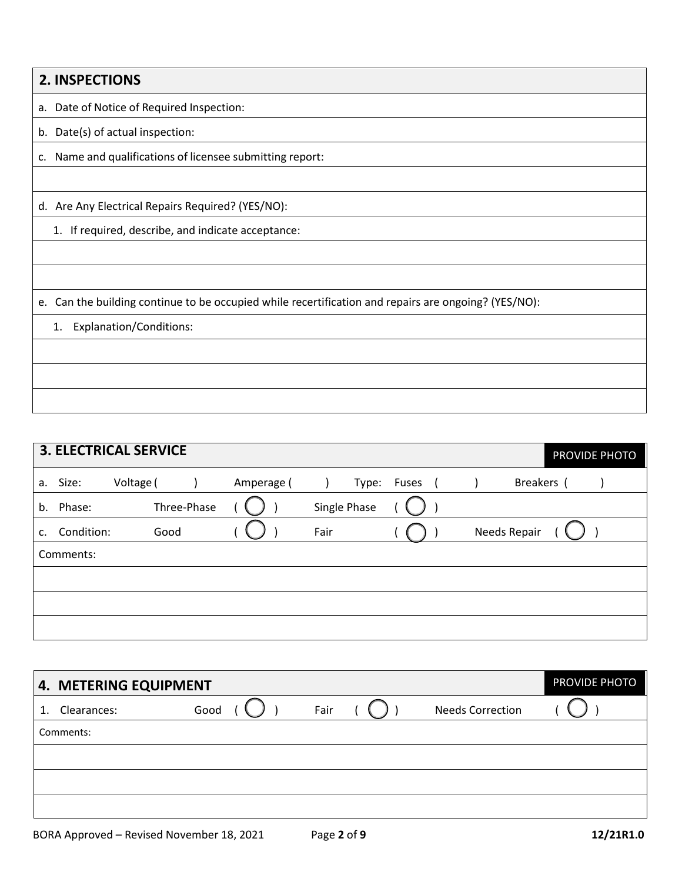## 2. INSPECTIONS

a. Date of Notice of Required Inspection:

b. Date(s) of actual inspection:

c. Name and qualifications of licensee submitting report:

d. Are Any Electrical Repairs Required? (YES/NO):

1. If required, describe, and indicate acceptance:

e. Can the building continue to be occupied while recertification and repairs are ongoing? (YES/NO):

1. Explanation/Conditions:

## 3. ELECTRICAL SERVICE

PROVIDE PHOTO

a. Size: Voltage ( ) Amperage ( ) Type: Fuses ( ) Breakers ( )

b. Phase: Three-Phase ( ◯ ) Single Phase ( ◯ )

c. Condition: Good ( ◯ ) Fair ( ◯ ) Needs Repair ( ◯ )

Comments:

## 4. METERING EQUIPMENT

PROVIDE PHOTO

1. Clearances: Good ( ◯ ) Fair ( ◯ ) Needs Correction ( ◯ )

Comments:

BORA Approved – Revised November 18, 2021 12/21R1.0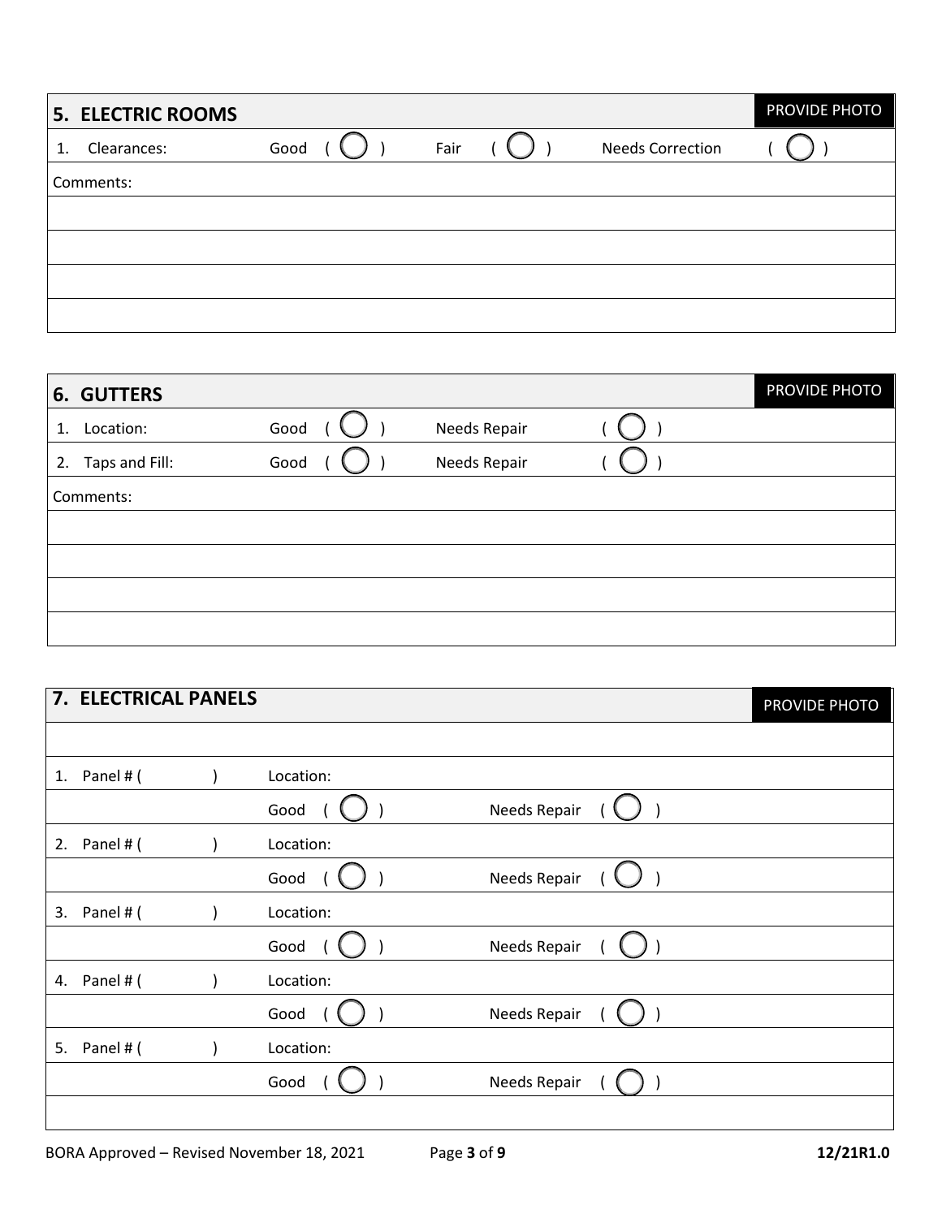## 5. ELECTRIC ROOMS

PROVIDE PHOTO

| | | | |
|---|---|---|---|
| 1. Clearances: | Good ( ◯ ) | Fair ( ◯ ) | Needs Correction ( ◯ ) |

Comments:

## 6. GUTTERS

PROVIDE PHOTO

| | | |
|---|---|---|
| 1. Location: | Good ( ◯ ) | Needs Repair ( ◯ ) |
| 2. Taps and Fill: | Good ( ◯ ) | Needs Repair ( ◯ ) |

Comments:

## 7. ELECTRICAL PANELS

PROVIDE PHOTO

| | | |
|---|---|---|
| 1. Panel # (   ) | Location: | |
| | Good ( ◯ ) | Needs Repair ( ◯ ) |
| 2. Panel # (   ) | Location: | |
| | Good ( ◯ ) | Needs Repair ( ◯ ) |
| 3. Panel # (   ) | Location: | |
| | Good ( ◯ ) | Needs Repair ( ◯ ) |
| 4. Panel # (   ) | Location: | |
| | Good ( ◯ ) | Needs Repair ( ◯ ) |
| 5. Panel # (   ) | Location: | |
| | Good ( ◯ ) | Needs Repair ( ◯ ) |

BORA Approved – Revised November 18, 2021 **12/21R1.0**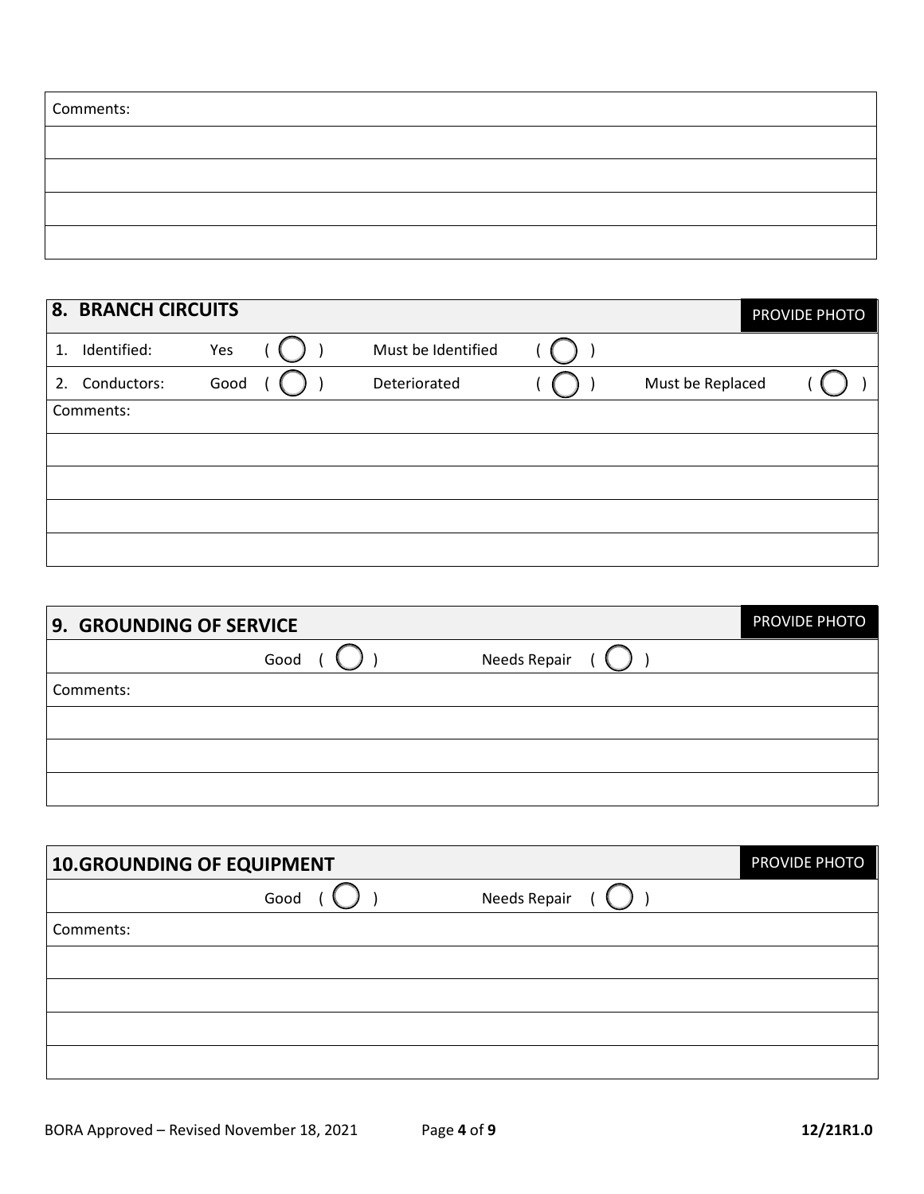| Comments: |
|---|
| |
| |
| |
| |

## 8. BRANCH CIRCUITS

PROVIDE PHOTO

| | | | | | | |
|---|---|---|---|---|---|---|
| 1. Identified: | Yes | ( ◯ ) | Must be Identified | ( ◯ ) | | |
| 2. Conductors: | Good | ( ◯ ) | Deteriorated | ( ◯ ) | Must be Replaced | ( ◯ ) |

| Comments: |
|---|
| |
| |
| |
| |

## 9. GROUNDING OF SERVICE

PROVIDE PHOTO

| | | | |
|---|---|---|---|
| Good | ( ◯ ) | Needs Repair | ( ◯ ) |

| Comments: |
|---|
| |
| |
| |

## 10.GROUNDING OF EQUIPMENT

PROVIDE PHOTO

| | | | |
|---|---|---|---|
| Good | ( ◯ ) | Needs Repair | ( ◯ ) |

| Comments: |
|---|
| |
| |
| |
| |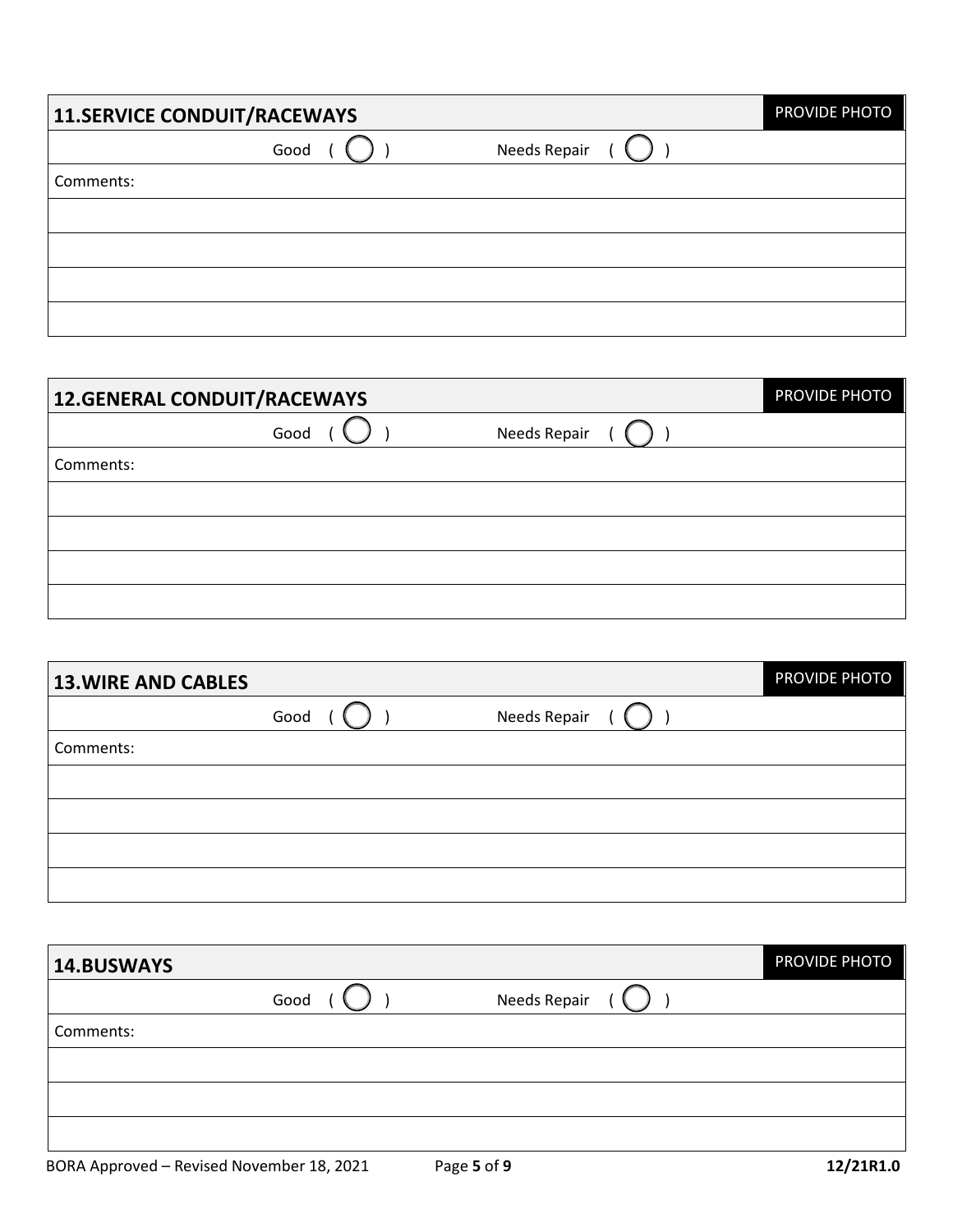| 11.SERVICE CONDUIT/RACEWAYS | | PROVIDE PHOTO |
|---|---|---|
| Good ( ◯ ) | Needs Repair ( ◯ ) | |
| Comments: | | |
| | | |
| | | |
| | | |
| | | |

| 12.GENERAL CONDUIT/RACEWAYS | | PROVIDE PHOTO |
|---|---|---|
| Good ( ◯ ) | Needs Repair ( ◯ ) | |
| Comments: | | |
| | | |
| | | |
| | | |
| | | |

| 13.WIRE AND CABLES | | PROVIDE PHOTO |
|---|---|---|
| Good ( ◯ ) | Needs Repair ( ◯ ) | |
| Comments: | | |
| | | |
| | | |
| | | |
| | | |

| 14.BUSWAYS | | PROVIDE PHOTO |
|---|---|---|
| Good ( ◯ ) | Needs Repair ( ◯ ) | |
| Comments: | | |
| | | |
| | | |
| | | |

BORA Approved – Revised November 18, 2021 12/21R1.0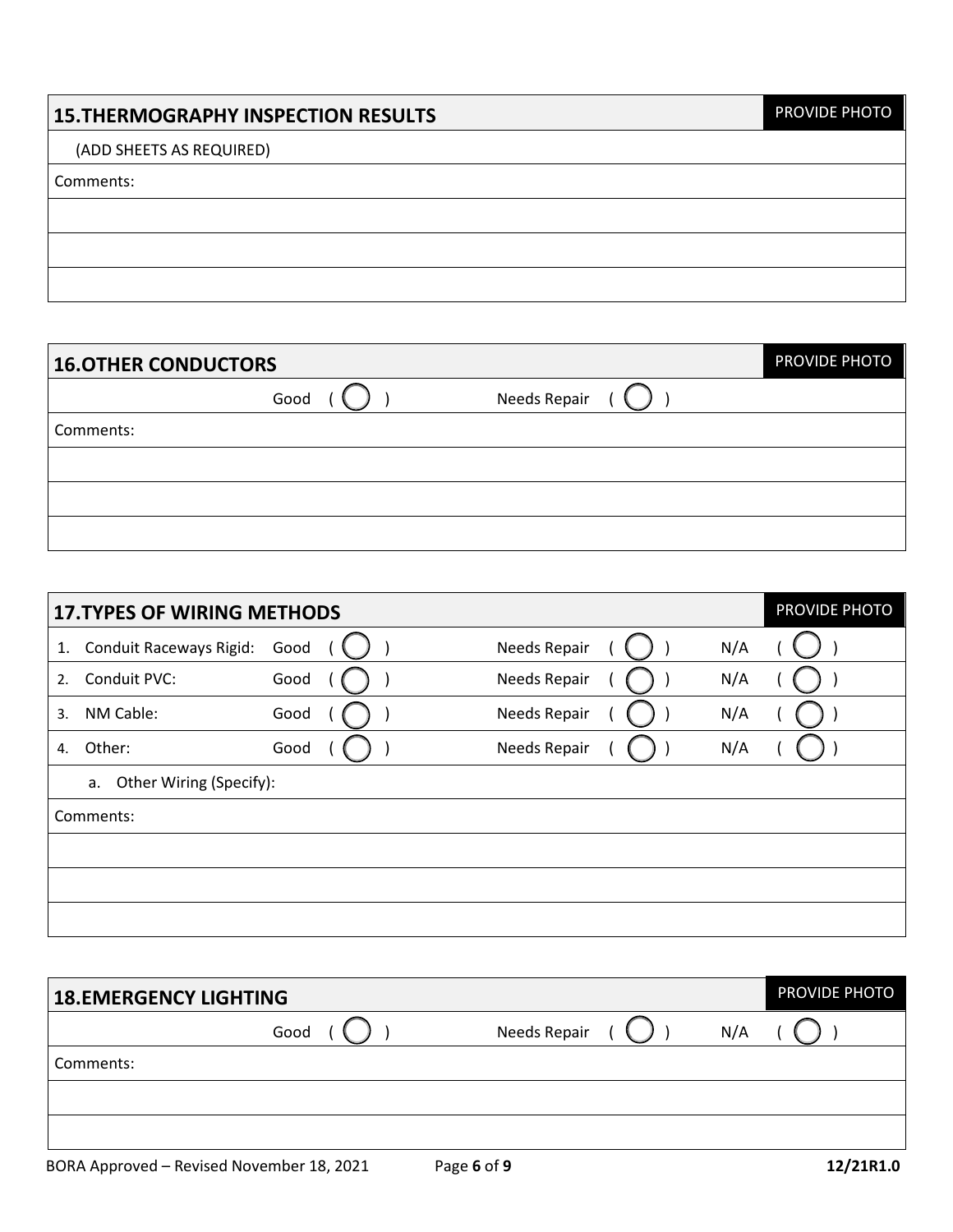## 15. THERMOGRAPHY INSPECTION RESULTS

PROVIDE PHOTO

(ADD SHEETS AS REQUIRED)

Comments:

## 16. OTHER CONDUCTORS

PROVIDE PHOTO

| Good ( ◯ ) | Needs Repair ( ◯ ) |
|---|---|

Comments:

## 17. TYPES OF WIRING METHODS

PROVIDE PHOTO

| | | | | |
|---|---|---|---|---|
| 1. | Conduit Raceways Rigid: | Good ( ◯ ) | Needs Repair ( ◯ ) | N/A ( ◯ ) |
| 2. | Conduit PVC: | Good ( ◯ ) | Needs Repair ( ◯ ) | N/A ( ◯ ) |
| 3. | NM Cable: | Good ( ◯ ) | Needs Repair ( ◯ ) | N/A ( ◯ ) |
| 4. | Other: | Good ( ◯ ) | Needs Repair ( ◯ ) | N/A ( ◯ ) |

a. Other Wiring (Specify):

Comments:

## 18. EMERGENCY LIGHTING

PROVIDE PHOTO

| Good ( ◯ ) | Needs Repair ( ◯ ) | N/A ( ◯ ) |
|---|---|---|

Comments:

BORA Approved – Revised November 18, 2021 12/21R1.0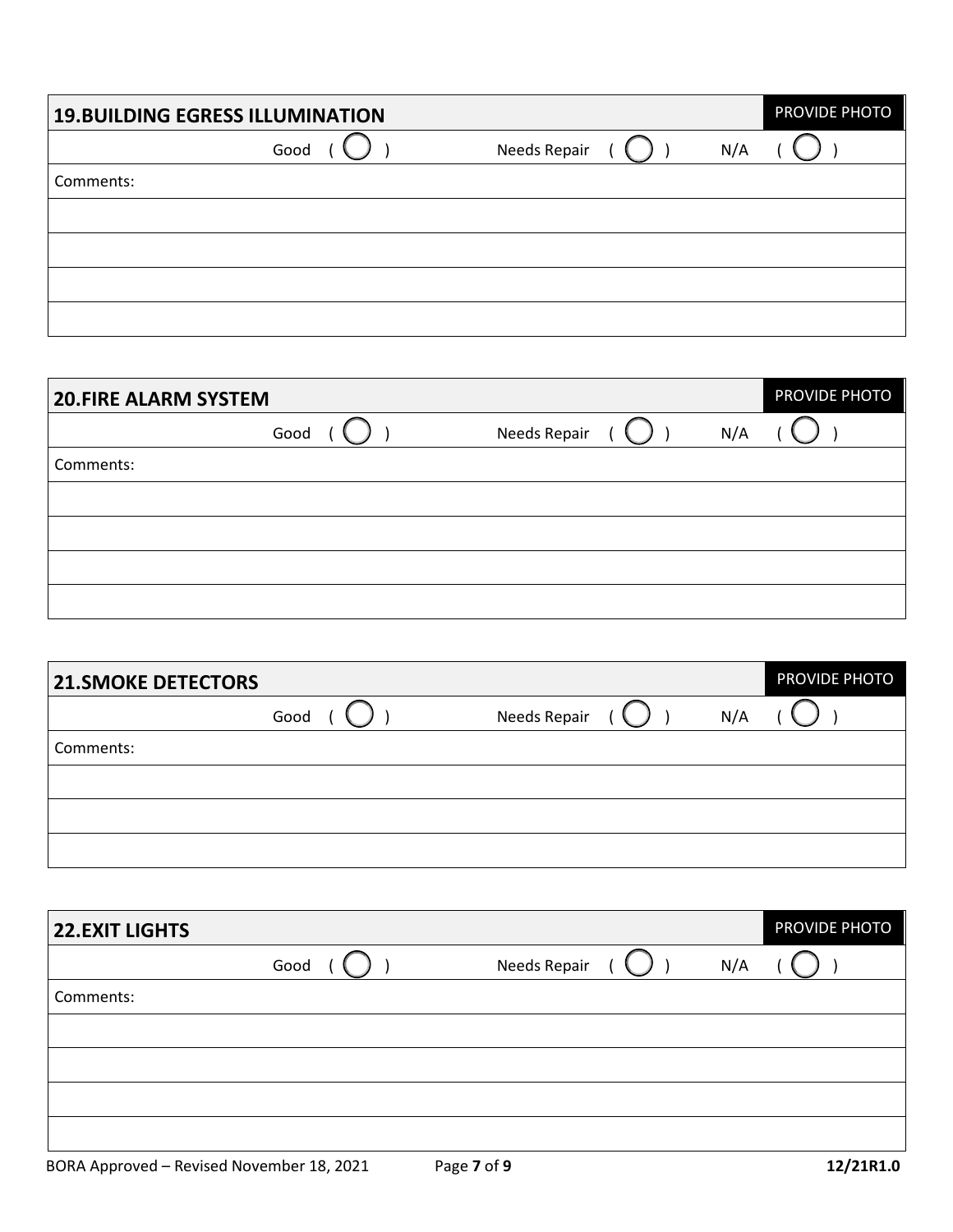| 19.BUILDING EGRESS ILLUMINATION | | | PROVIDE PHOTO |
|---|---|---|---|
| | Good ( ◯ ) | Needs Repair ( ◯ ) | N/A ( ◯ ) |
| Comments: | | | |
| | | | |
| | | | |
| | | | |
| | | | |

| 20.FIRE ALARM SYSTEM | | | PROVIDE PHOTO |
|---|---|---|---|
| | Good ( ◯ ) | Needs Repair ( ◯ ) | N/A ( ◯ ) |
| Comments: | | | |
| | | | |
| | | | |
| | | | |
| | | | |

| 21.SMOKE DETECTORS | | | PROVIDE PHOTO |
|---|---|---|---|
| | Good ( ◯ ) | Needs Repair ( ◯ ) | N/A ( ◯ ) |
| Comments: | | | |
| | | | |
| | | | |
| | | | |

| 22.EXIT LIGHTS | | | PROVIDE PHOTO |
|---|---|---|---|
| | Good ( ◯ ) | Needs Repair ( ◯ ) | N/A ( ◯ ) |
| Comments: | | | |
| | | | |
| | | | |
| | | | |
| | | | |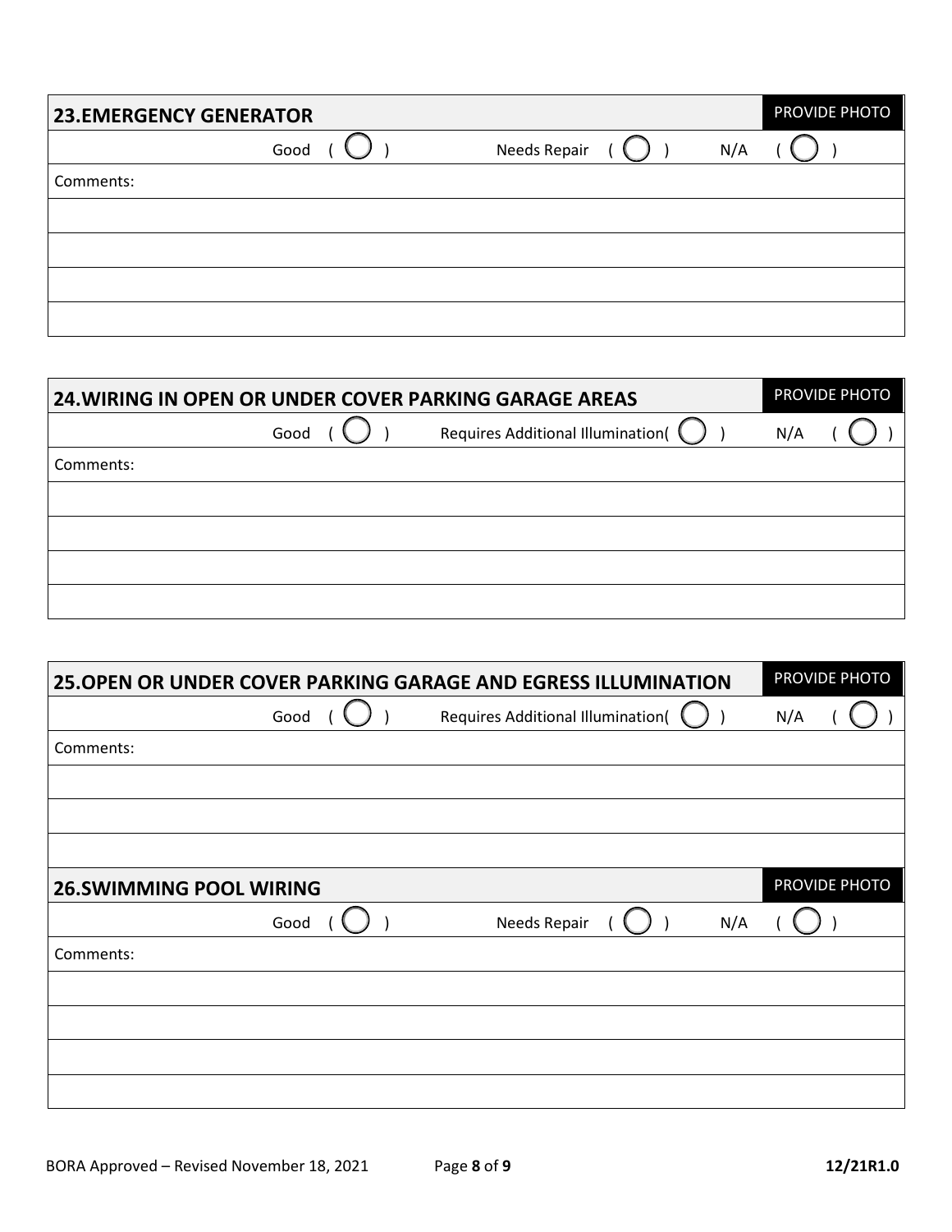| **23.EMERGENCY GENERATOR** | | | PROVIDE PHOTO |
|---|---|---|---|
| | Good ( ◯ ) | Needs Repair ( ◯ ) | N/A ( ◯ ) |
| Comments: | | | |
| | | | |
| | | | |
| | | | |
| | | | |

| **24.WIRING IN OPEN OR UNDER COVER PARKING GARAGE AREAS** | | | PROVIDE PHOTO |
|---|---|---|---|
| | Good ( ◯ ) | Requires Additional Illumination( ◯ ) | N/A ( ◯ ) |
| Comments: | | | |
| | | | |
| | | | |
| | | | |
| | | | |

| **25.OPEN OR UNDER COVER PARKING GARAGE AND EGRESS ILLUMINATION** | | | PROVIDE PHOTO |
|---|---|---|---|
| | Good ( ◯ ) | Requires Additional Illumination( ◯ ) | N/A ( ◯ ) |
| Comments: | | | |
| | | | |
| | | | |
| | | | |

| **26.SWIMMING POOL WIRING** | | | PROVIDE PHOTO |
|---|---|---|---|
| | Good ( ◯ ) | Needs Repair ( ◯ ) | N/A ( ◯ ) |
| Comments: | | | |
| | | | |
| | | | |
| | | | |
| | | | |

BORA Approved – Revised November 18, 2021 **12/21R1.0**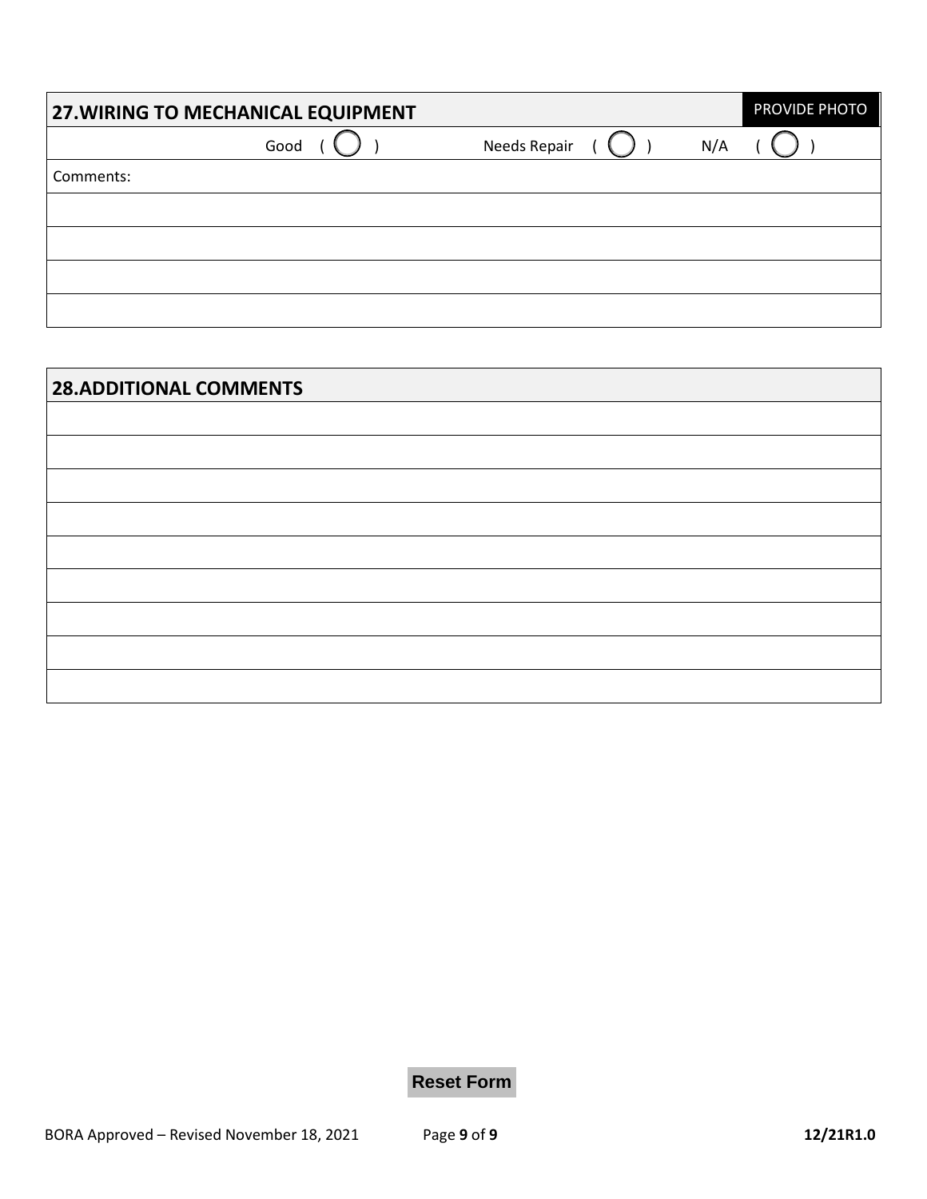## 27. WIRING TO MECHANICAL EQUIPMENT

PROVIDE PHOTO

Good ( ◯ ) Needs Repair ( ◯ ) N/A ( ◯ )

Comments:

## 28. ADDITIONAL COMMENTS

Reset Form

BORA Approved – Revised November 18, 2021 12/21R1.0